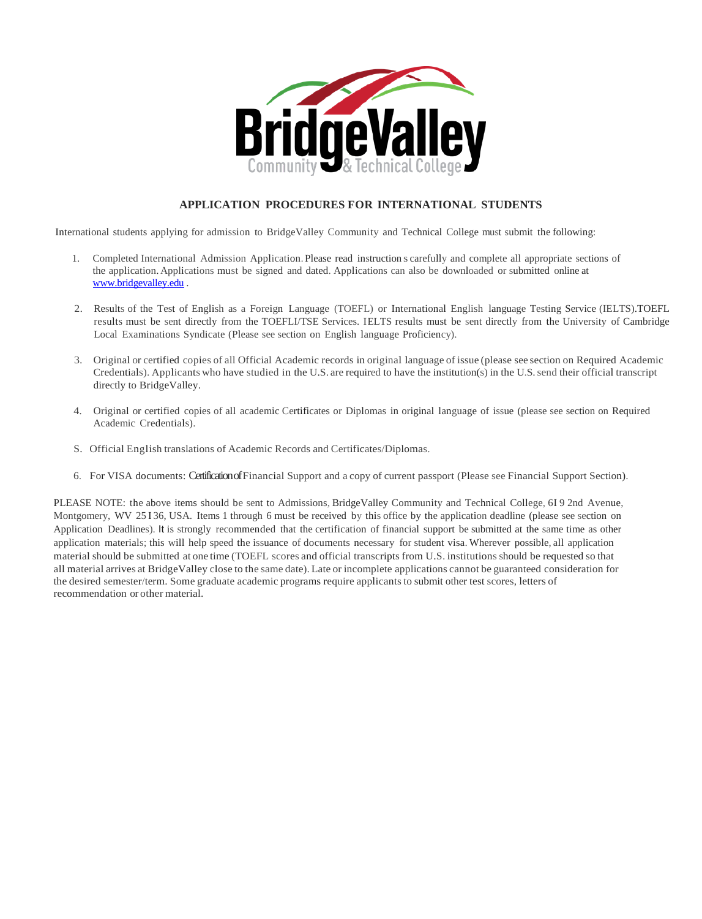BridgeValley Community & Technical College

## APPLICATION PROCEDURES FOR INTERNATIONAL STUDENTS

International students applying for admission to BridgeValley Community and Technical College must submit the following:

1. Completed International Admission Application. Please read instructions carefully and complete all appropriate sections of the application. Applications must be signed and dated. Applications can also be downloaded or submitted online at www.bridgevalley.edu .

2. Results of the Test of English as a Foreign Language (TOEFL) or International English language Testing Service (IELTS).TOEFL results must be sent directly from the TOEFLI/TSE Services. IELTS results must be sent directly from the University of Cambridge Local Examinations Syndicate (Please see section on English language Proficiency).

3. Original or certified copies of all Official Academic records in original language of issue (please see section on Required Academic Credentials). Applicants who have studied in the U.S. are required to have the institution(s) in the U.S. send their official transcript directly to BridgeValley.

4. Original or certified copies of all academic Certificates or Diplomas in original language of issue (please see section on Required Academic Credentials).

S. Official English translations of Academic Records and Certificates/Diplomas.

6. For VISA documents: Certification of Financial Support and a copy of current passport (Please see Financial Support Section).

PLEASE NOTE: the above items should be sent to Admissions, BridgeValley Community and Technical College, 6I 9 2nd Avenue, Montgomery, WV 25I36, USA. Items 1 through 6 must be received by this office by the application deadline (please see section on Application Deadlines). It is strongly recommended that the certification of financial support be submitted at the same time as other application materials; this will help speed the issuance of documents necessary for student visa. Wherever possible, all application material should be submitted at one time (TOEFL scores and official transcripts from U.S. institutions should be requested so that all material arrives at BridgeValley close to the same date). Late or incomplete applications cannot be guaranteed consideration for the desired semester/term. Some graduate academic programs require applicants to submit other test scores, letters of recommendation or other material.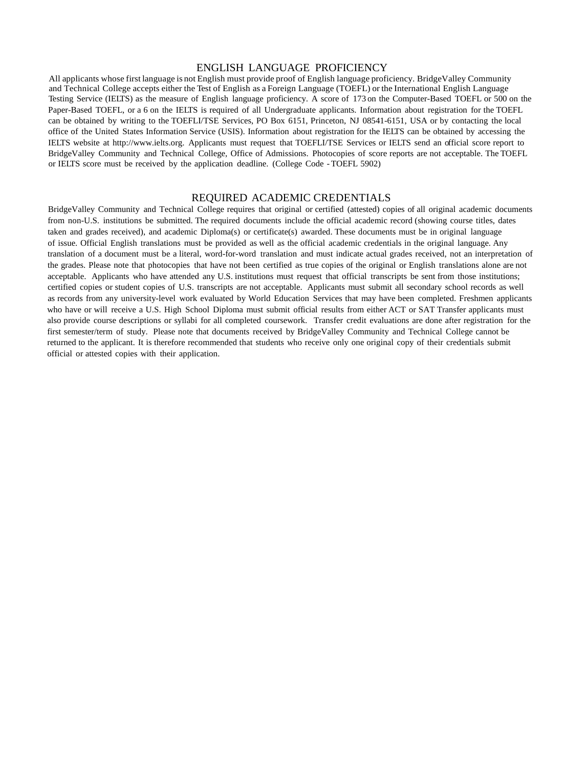## ENGLISH LANGUAGE PROFICIENCY

All applicants whose first language is not English must provide proof of English language proficiency. BridgeValley Community and Technical College accepts either the Test of English as a Foreign Language (TOEFL) or the International English Language Testing Service (IELTS) as the measure of English language proficiency. A score of 173 on the Computer-Based TOEFL or 500 on the Paper-Based TOEFL, or a 6 on the IELTS is required of all Undergraduate applicants. Information about registration for the TOEFL can be obtained by writing to the TOEFLI/TSE Services, PO Box 6151, Princeton, NJ 08541-6151, USA or by contacting the local office of the United States Information Service (USIS). Information about registration for the IELTS can be obtained by accessing the IELTS website at http://www.ielts.org. Applicants must request that TOEFLI/TSE Services or IELTS send an official score report to BridgeValley Community and Technical College, Office of Admissions. Photocopies of score reports are not acceptable. The TOEFL or IELTS score must be received by the application deadline. (College Code - TOEFL 5902)

## REQUIRED ACADEMIC CREDENTIALS

BridgeValley Community and Technical College requires that original or certified (attested) copies of all original academic documents from non-U.S. institutions be submitted. The required documents include the official academic record (showing course titles, dates taken and grades received), and academic Diploma(s) or certificate(s) awarded. These documents must be in original language of issue. Official English translations must be provided as well as the official academic credentials in the original language. Any translation of a document must be a literal, word-for-word translation and must indicate actual grades received, not an interpretation of the grades. Please note that photocopies that have not been certified as true copies of the original or English translations alone are not acceptable. Applicants who have attended any U.S. institutions must request that official transcripts be sent from those institutions; certified copies or student copies of U.S. transcripts are not acceptable. Applicants must submit all secondary school records as well as records from any university-level work evaluated by World Education Services that may have been completed. Freshmen applicants who have or will receive a U.S. High School Diploma must submit official results from either ACT or SAT Transfer applicants must also provide course descriptions or syllabi for all completed coursework. Transfer credit evaluations are done after registration for the first semester/term of study. Please note that documents received by BridgeValley Community and Technical College cannot be returned to the applicant. It is therefore recommended that students who receive only one original copy of their credentials submit official or attested copies with their application.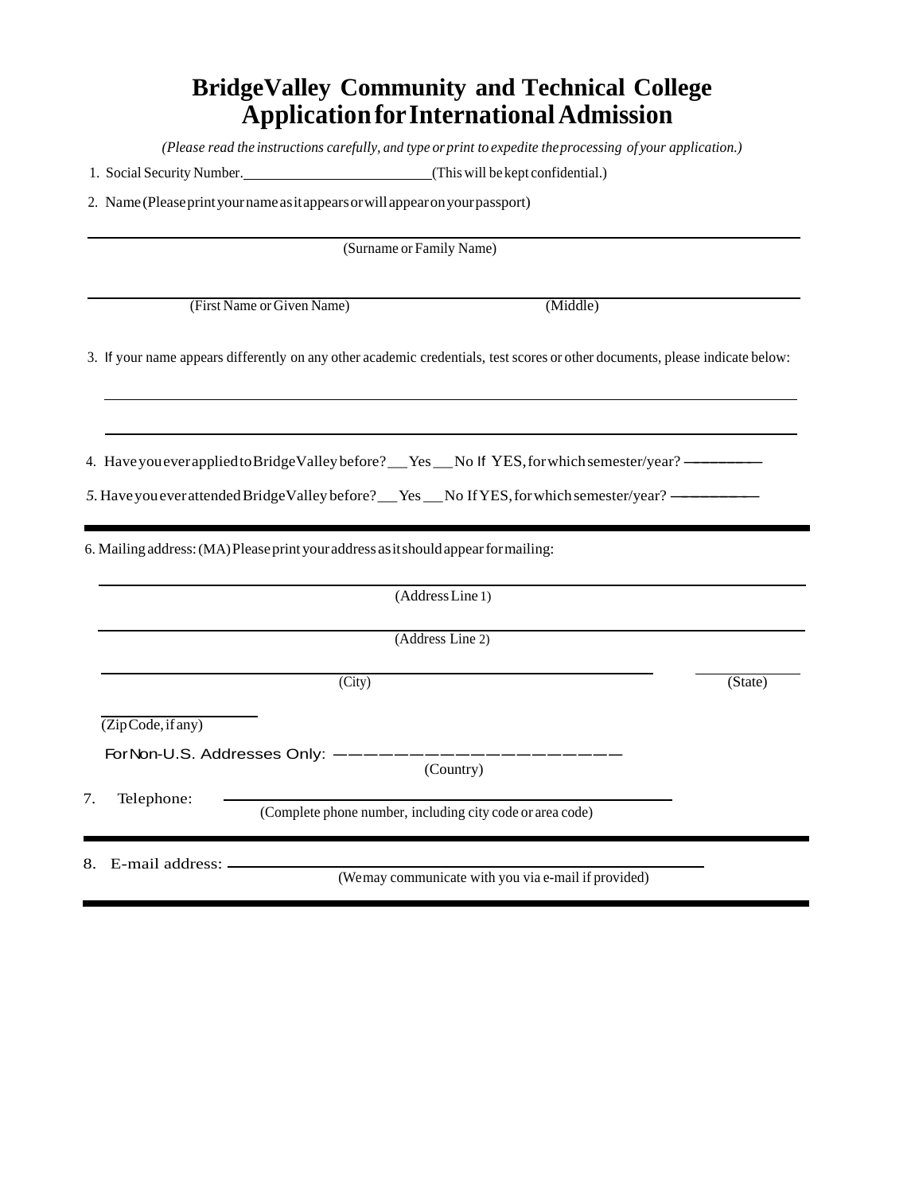# BridgeValley Community and Technical College
# Application for International Admission

*(Please read the instructions carefully, and type or print to expedite the processing of your application.)*

1. Social Security Number. ________________________ (This will be kept confidential.)

2. Name (Please print your name as it appears or will appear on your passport)

_______________________________________________________________
(Surname or Family Name)

_______________________________________________________________
(First Name or Given Name) (Middle)

3. If your name appears differently on any other academic credentials, test scores or other documents, please indicate below:

_______________________________________________________________

_______________________________________________________________

4. Have you ever applied to BridgeValley before? __ Yes __ No If YES, for which semester/year? ________

5. Have you ever attended BridgeValley before? __ Yes __ No If YES, for which semester/year? ________

---

6. Mailing address: (MA) Please print your address as it should appear for mailing:

_______________________________________________________________
(Address Line 1)

_______________________________________________________________
(Address Line 2)

_______________________________________________ __________
(City) (State)

__________________
(Zip Code, if any)

For Non-U.S. Addresses Only: ______________________
(Country)

7. Telephone: ______________________________________________
(Complete phone number, including city code or area code)

---

8. E-mail address: ______________________________________________
(We may communicate with you via e-mail if provided)

---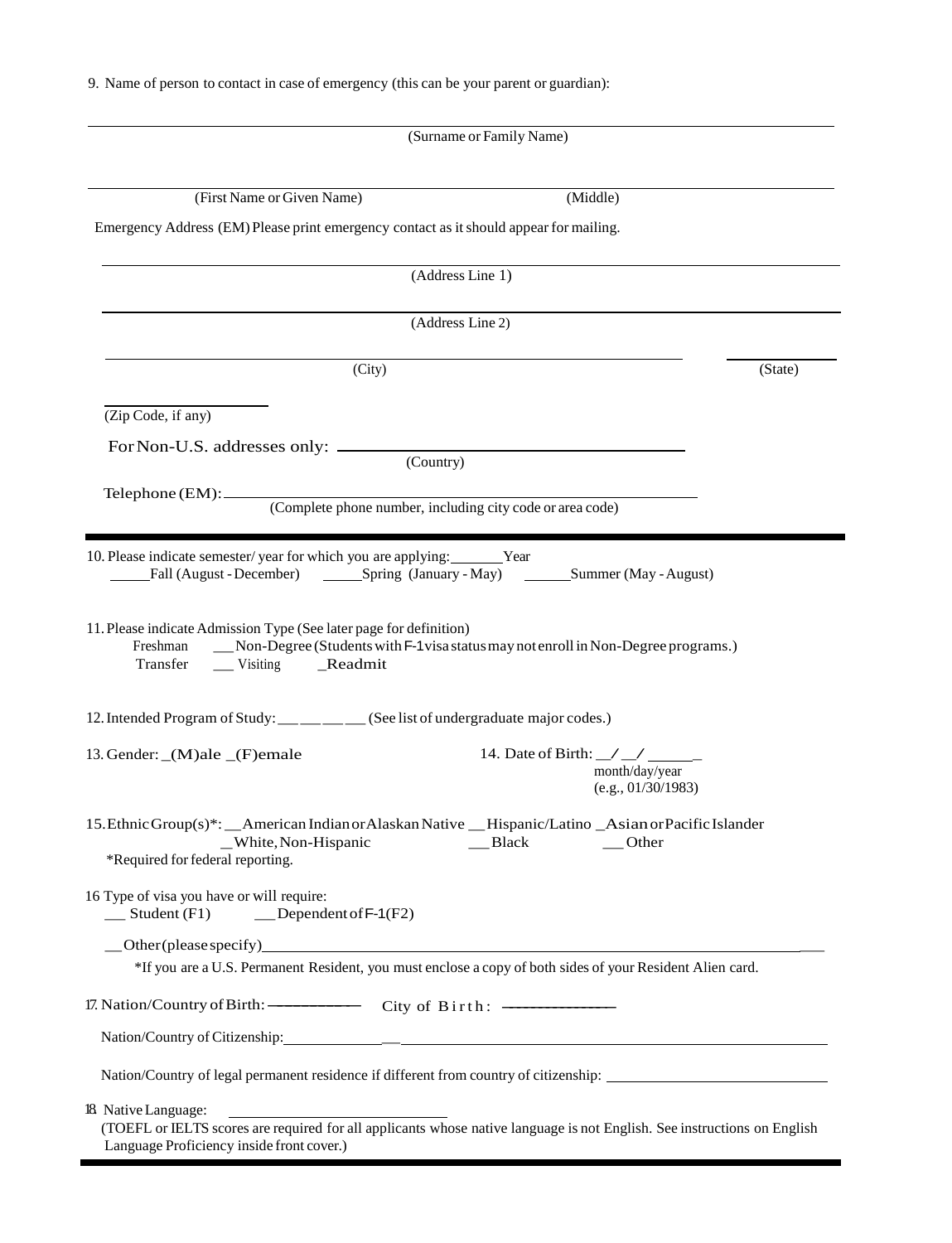9. Name of person to contact in case of emergency (this can be your parent or guardian):

___________________________________________
(Surname or Family Name)

___________________________________________
(First Name or Given Name) (Middle)

Emergency Address (EM) Please print emergency contact as it should appear for mailing.

___________________________________________
(Address Line 1)

___________________________________________
(Address Line 2)

___________________________________________ ___________
(City) (State)

___________
(Zip Code, if any)

For Non-U.S. addresses only: ___________________________
(Country)

Telephone (EM): ___________________________
(Complete phone number, including city code or area code)

---

10. Please indicate semester/ year for which you are applying: _______Year
_____Fall (August - December) _____Spring (January - May) ______Summer (May - August)

11. Please indicate Admission Type (See later page for definition)
Freshman ___Non-Degree (Students with F-1 visa status may not enroll in Non-Degree programs.)
Transfer ___ Visiting _Readmit

12. Intended Program of Study: ___ ___ ___ ___ (See list of undergraduate major codes.)

13. Gender: _(M)ale _(F)emale

14. Date of Birth: __/ __/ ______
month/day/year
(e.g., 01/30/1983)

15. Ethnic Group(s)*: __American Indian or Alaskan Native __Hispanic/Latino _Asian or Pacific Islander
_White, Non-Hispanic ___Black ___Other
*Required for federal reporting.

16 Type of visa you have or will require:
___ Student (F1) ___Dependent of F-1(F2)

__Other (please specify)___________________________________________

*If you are a U.S. Permanent Resident, you must enclose a copy of both sides of your Resident Alien card.

17. Nation/Country of Birth: ___________ City of Birth: ______________

Nation/Country of Citizenship:___________________________________________

Nation/Country of legal permanent residence if different from country of citizenship: ___________________________

18. Native Language: ___________________________
(TOEFL or IELTS scores are required for all applicants whose native language is not English. See instructions on English Language Proficiency inside front cover.)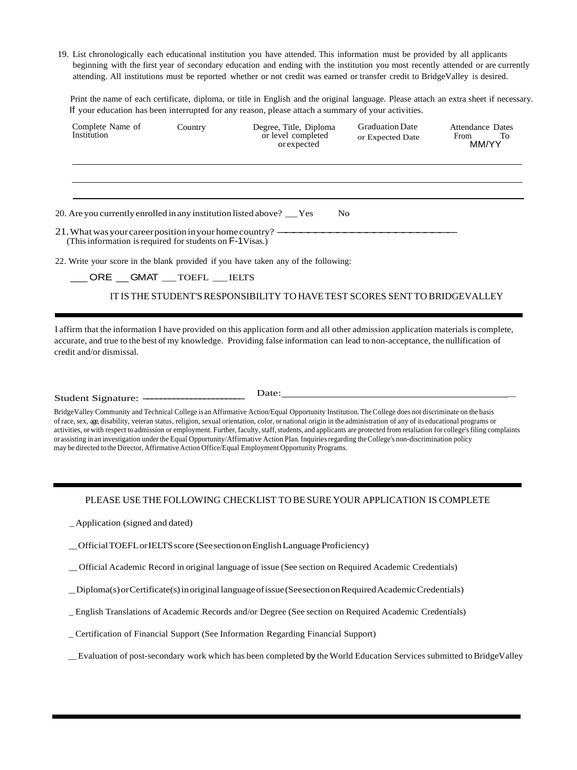19. List chronologically each educational institution you have attended. This information must be provided by all applicants beginning with the first year of secondary education and ending with the institution you most recently attended or are currently attending. All institutions must be reported whether or not credit was earned or transfer credit to BridgeValley is desired.

Print the name of each certificate, diploma, or title in English and the original language. Please attach an extra sheet if necessary. If your education has been interrupted for any reason, please attach a summary of your activities.

| Complete Name of Institution | Country | Degree, Title, Diploma or level completed or expected | Graduation Date or Expected Date | Attendance Dates From To MM/YY |
|---|---|---|---|---|
| | | | | |
| | | | | |
| | | | | |

20. Are you currently enrolled in any institution listed above? ___Yes No

21. What was your career position in your home country? ___________________________
(This information is required for students on F-1 Visas.)

22. Write your score in the blank provided if you have taken any of the following:

___ ORE ___ GMAT ___ TOEFL ___ IELTS

IT IS THE STUDENT'S RESPONSIBILITY TO HAVE TEST SCORES SENT TO BRIDGEVALLEY

---

I affirm that the information I have provided on this application form and all other admission application materials is complete, accurate, and true to the best of my knowledge. Providing false information can lead to non-acceptance, the nullification of credit and/or dismissal.

Student Signature: ___________________ Date:___________________________

BridgeValley Community and Technical College is an Affirmative Action/Equal Opportunity Institution. The College does not discriminate on the basis of race, sex, age, disability, veteran status, religion, sexual orientation, color, or national origin in the administration of any of its educational programs or activities, or with respect to admission or employment. Further, faculty, staff, students, and applicants are protected from retaliation for college's filing complaints or assisting in an investigation under the Equal Opportunity/Affirmative Action Plan. Inquiries regarding the College's non-discrimination policy may be directed to the Director, Affirmative Action Office/Equal Employment Opportunity Programs.

---

PLEASE USE THE FOLLOWING CHECKLIST TO BE SURE YOUR APPLICATION IS COMPLETE

_ Application (signed and dated)

__ Official TOEFL or IELTS score (See section on English Language Proficiency)

__ Official Academic Record in original language of issue (See section on Required Academic Credentials)

_ Diploma(s) or Certificate(s) in original language of issue (See section on Required Academic Credentials)

_ English Translations of Academic Records and/or Degree (See section on Required Academic Credentials)

_ Certification of Financial Support (See Information Regarding Financial Support)

__ Evaluation of post-secondary work which has been completed by the World Education Services submitted to BridgeValley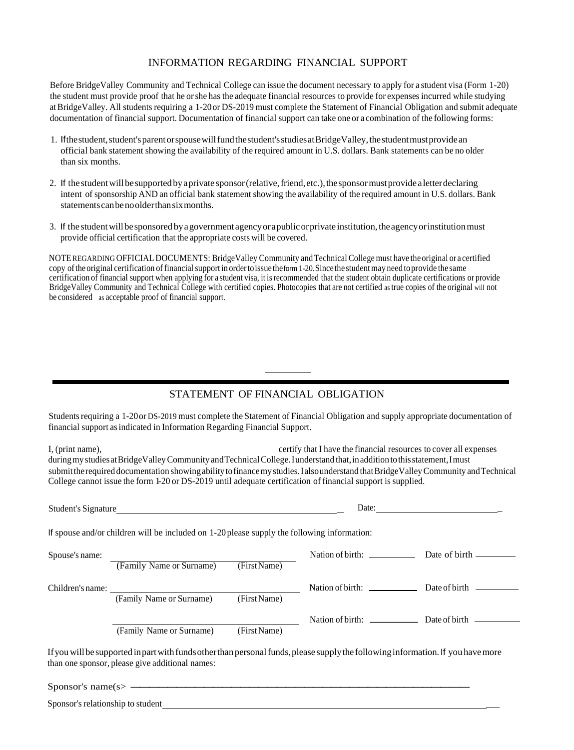## INFORMATION REGARDING FINANCIAL SUPPORT

Before BridgeValley Community and Technical College can issue the document necessary to apply for a student visa (Form 1-20) the student must provide proof that he or she has the adequate financial resources to provide for expenses incurred while studying at BridgeValley. All students requiring a 1-20 or DS-2019 must complete the Statement of Financial Obligation and submit adequate documentation of financial support. Documentation of financial support can take one or a combination of the following forms:

1. If the student, student's parent or spouse will fund the student's studies at BridgeValley, the student must provide an official bank statement showing the availability of the required amount in U.S. dollars. Bank statements can be no older than six months.

2. If the student will be supported by a private sponsor (relative, friend, etc.), the sponsor must provide a letter declaring intent of sponsorship AND an official bank statement showing the availability of the required amount in U.S. dollars. Bank statements can be no older than six months.

3. If the student will be sponsored by a government agency or a public or private institution, the agency or institution must provide official certification that the appropriate costs will be covered.

NOTE REGARDING OFFICIAL DOCUMENTS: BridgeValley Community and Technical College must have the original or a certified copy of the original certification of financial support in order to issue the form 1-20. Since the student may need to provide the same certification of financial support when applying for a student visa, it is recommended that the student obtain duplicate certifications or provide BridgeValley Community and Technical College with certified copies. Photocopies that are not certified as true copies of the original will not be considered as acceptable proof of financial support.

---

## STATEMENT OF FINANCIAL OBLIGATION

Students requiring a 1-20 or DS-2019 must complete the Statement of Financial Obligation and supply appropriate documentation of financial support as indicated in Information Regarding Financial Support.

I, (print name), ______________________ certify that I have the financial resources to cover all expenses during my studies at BridgeValley Community and Technical College. I understand that, in addition to this statement, I must submit the required documentation showing ability to finance my studies. I also understand that BridgeValley Community and Technical College cannot issue the form 1-20 or DS-2019 until adequate certification of financial support is supplied.

Student's Signature ______________________ Date: ______________________

If spouse and/or children will be included on 1-20 please supply the following information:

Spouse's name: ______________________ Nation of birth: __________ Date of birth __________
(Family Name or Surname) (First Name)

Children's name: ______________________ Nation of birth: __________ Date of birth __________
(Family Name or Surname) (First Name)

______________________ Nation of birth: __________ Date of birth __________
(Family Name or Surname) (First Name)

If you will be supported in part with funds other than personal funds, please supply the following information. If you have more than one sponsor, please give additional names:

Sponsor's name(s> ______________________

Sponsor's relationship to student ______________________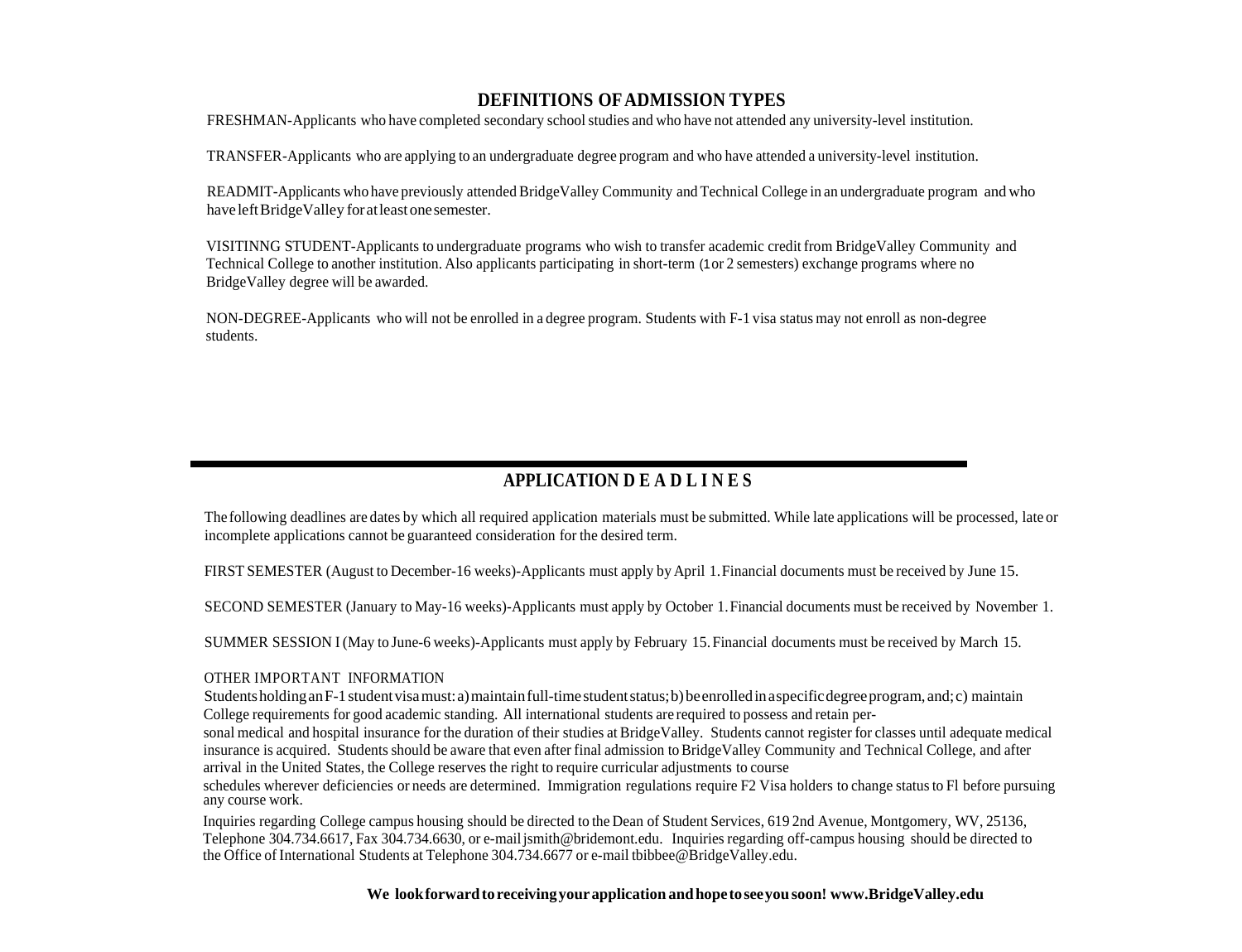## DEFINITIONS OF ADMISSION TYPES

FRESHMAN-Applicants who have completed secondary school studies and who have not attended any university-level institution.

TRANSFER-Applicants who are applying to an undergraduate degree program and who have attended a university-level institution.

READMIT-Applicants who have previously attended BridgeValley Community and Technical College in an undergraduate program and who have left BridgeValley for at least one semester.

VISITINNG STUDENT-Applicants to undergraduate programs who wish to transfer academic credit from BridgeValley Community and Technical College to another institution. Also applicants participating in short-term (1 or 2 semesters) exchange programs where no BridgeValley degree will be awarded.

NON-DEGREE-Applicants who will not be enrolled in a degree program. Students with F-1 visa status may not enroll as non-degree students.

---

## APPLICATION D E A D L I N E S

The following deadlines are dates by which all required application materials must be submitted. While late applications will be processed, late or incomplete applications cannot be guaranteed consideration for the desired term.

FIRST SEMESTER (August to December-16 weeks)-Applicants must apply by April 1. Financial documents must be received by June 15.

SECOND SEMESTER (January to May-16 weeks)-Applicants must apply by October 1. Financial documents must be received by November 1.

SUMMER SESSION I (May to June-6 weeks)-Applicants must apply by February 15. Financial documents must be received by March 15.

OTHER IMPORTANT INFORMATION

Students holding an F-1 student visa must: a) maintain full-time student status; b) be enrolled in a specific degree program, and; c) maintain College requirements for good academic standing. All international students are required to possess and retain personal medical and hospital insurance for the duration of their studies at BridgeValley. Students cannot register for classes until adequate medical insurance is acquired. Students should be aware that even after final admission to BridgeValley Community and Technical College, and after arrival in the United States, the College reserves the right to require curricular adjustments to course schedules wherever deficiencies or needs are determined. Immigration regulations require F2 Visa holders to change status to Fl before pursuing any course work.

Inquiries regarding College campus housing should be directed to the Dean of Student Services, 619 2nd Avenue, Montgomery, WV, 25136, Telephone 304.734.6617, Fax 304.734.6630, or e-mail jsmith@bridemont.edu. Inquiries regarding off-campus housing should be directed to the Office of International Students at Telephone 304.734.6677 or e-mail tbibbee@BridgeValley.edu.

**We look forward to receiving your application and hope to see you soon! www.BridgeValley.edu**